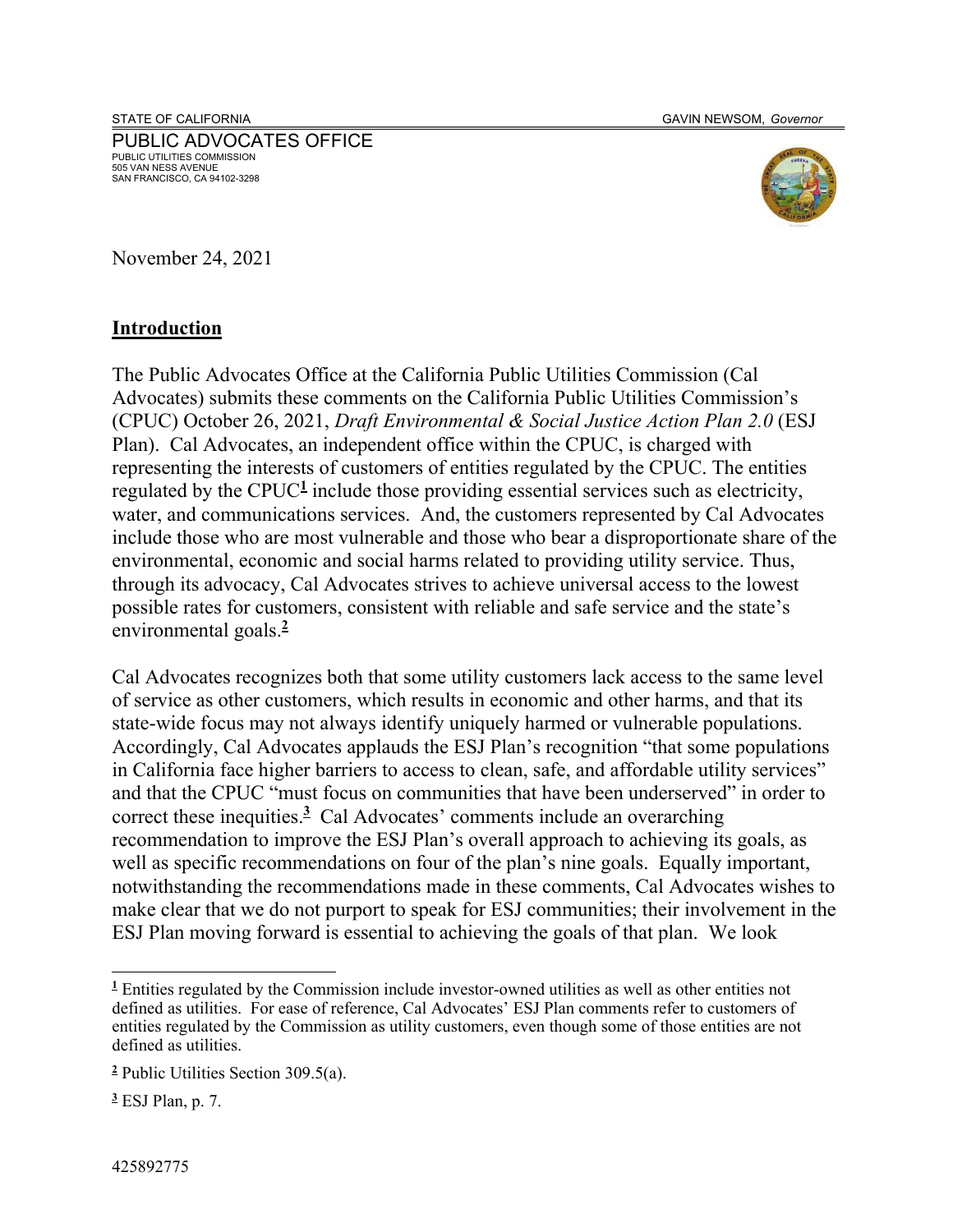STATE OF CALIFORNIA GAVIN NEWSOM, *Governor*

PUBLIC ADVOCATES OFFICE
PUBLIC UTILITIES COMMISSION
505 VAN NESS AVENUE
SAN FRANCISCO, CA 94102-3298

November 24, 2021

## **Introduction**

The Public Advocates Office at the California Public Utilities Commission (Cal Advocates) submits these comments on the California Public Utilities Commission's (CPUC) October 26, 2021, *Draft Environmental & Social Justice Action Plan 2.0* (ESJ Plan). Cal Advocates, an independent office within the CPUC, is charged with representing the interests of customers of entities regulated by the CPUC. The entities regulated by the CPUC[1] include those providing essential services such as electricity, water, and communications services. And, the customers represented by Cal Advocates include those who are most vulnerable and those who bear a disproportionate share of the environmental, economic and social harms related to providing utility service. Thus, through its advocacy, Cal Advocates strives to achieve universal access to the lowest possible rates for customers, consistent with reliable and safe service and the state's environmental goals.[2]

Cal Advocates recognizes both that some utility customers lack access to the same level of service as other customers, which results in economic and other harms, and that its state-wide focus may not always identify uniquely harmed or vulnerable populations. Accordingly, Cal Advocates applauds the ESJ Plan's recognition "that some populations in California face higher barriers to access to clean, safe, and affordable utility services" and that the CPUC "must focus on communities that have been underserved" in order to correct these inequities.[3] Cal Advocates' comments include an overarching recommendation to improve the ESJ Plan's overall approach to achieving its goals, as well as specific recommendations on four of the plan's nine goals. Equally important, notwithstanding the recommendations made in these comments, Cal Advocates wishes to make clear that we do not purport to speak for ESJ communities; their involvement in the ESJ Plan moving forward is essential to achieving the goals of that plan. We look

---

[1] Entities regulated by the Commission include investor-owned utilities as well as other entities not defined as utilities. For ease of reference, Cal Advocates' ESJ Plan comments refer to customers of entities regulated by the Commission as utility customers, even though some of those entities are not defined as utilities.

[2] Public Utilities Section 309.5(a).

[3] ESJ Plan, p. 7.

425892775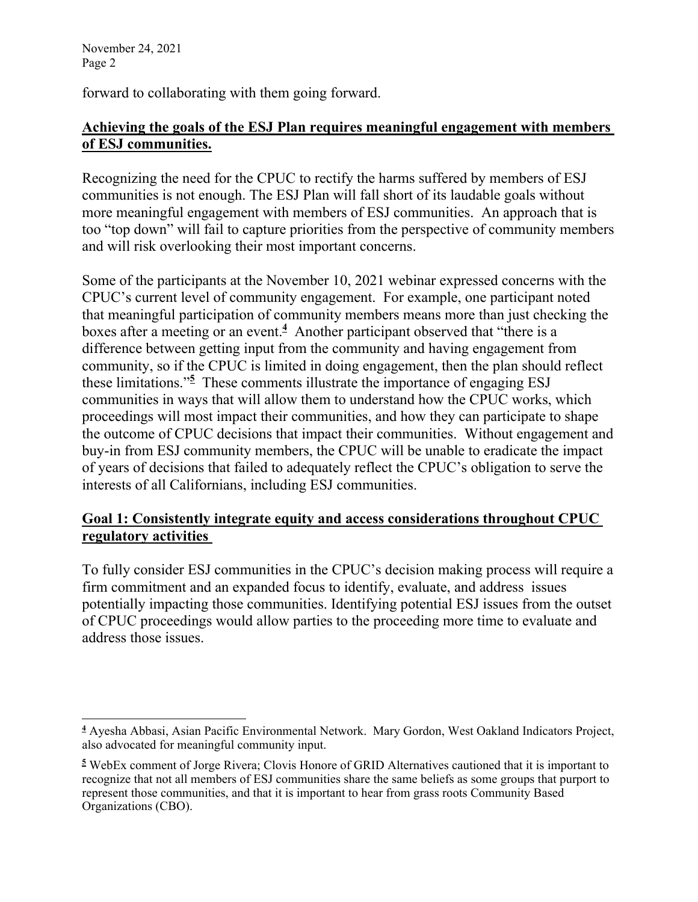forward to collaborating with them going forward.

**Achieving the goals of the ESJ Plan requires meaningful engagement with members of ESJ communities.**

Recognizing the need for the CPUC to rectify the harms suffered by members of ESJ communities is not enough. The ESJ Plan will fall short of its laudable goals without more meaningful engagement with members of ESJ communities. An approach that is too "top down" will fail to capture priorities from the perspective of community members and will risk overlooking their most important concerns.

Some of the participants at the November 10, 2021 webinar expressed concerns with the CPUC's current level of community engagement. For example, one participant noted that meaningful participation of community members means more than just checking the boxes after a meeting or an event.[4] Another participant observed that "there is a difference between getting input from the community and having engagement from community, so if the CPUC is limited in doing engagement, then the plan should reflect these limitations."[5] These comments illustrate the importance of engaging ESJ communities in ways that will allow them to understand how the CPUC works, which proceedings will most impact their communities, and how they can participate to shape the outcome of CPUC decisions that impact their communities. Without engagement and buy-in from ESJ community members, the CPUC will be unable to eradicate the impact of years of decisions that failed to adequately reflect the CPUC's obligation to serve the interests of all Californians, including ESJ communities.

**Goal 1: Consistently integrate equity and access considerations throughout CPUC regulatory activities**

To fully consider ESJ communities in the CPUC's decision making process will require a firm commitment and an expanded focus to identify, evaluate, and address issues potentially impacting those communities. Identifying potential ESJ issues from the outset of CPUC proceedings would allow parties to the proceeding more time to evaluate and address those issues.

---

[4] Ayesha Abbasi, Asian Pacific Environmental Network. Mary Gordon, West Oakland Indicators Project, also advocated for meaningful community input.

[5] WebEx comment of Jorge Rivera; Clovis Honore of GRID Alternatives cautioned that it is important to recognize that not all members of ESJ communities share the same beliefs as some groups that purport to represent those communities, and that it is important to hear from grass roots Community Based Organizations (CBO).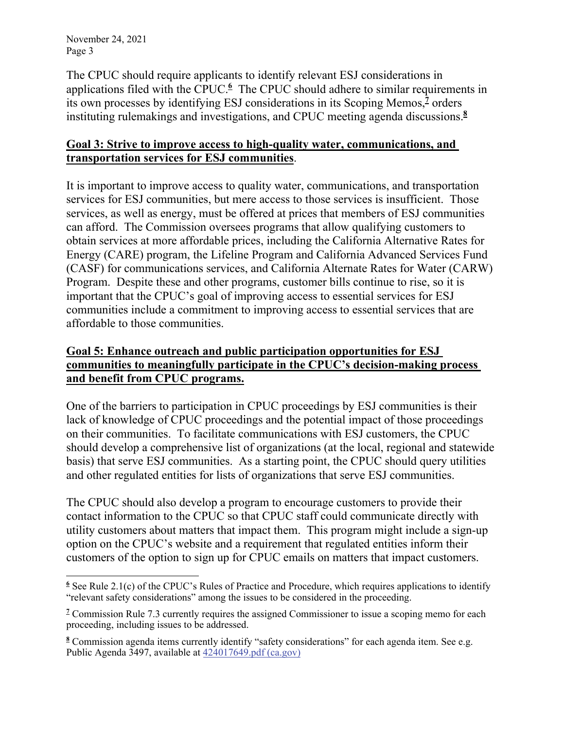The CPUC should require applicants to identify relevant ESJ considerations in applications filed with the CPUC.[6] The CPUC should adhere to similar requirements in its own processes by identifying ESJ considerations in its Scoping Memos,[7] orders instituting rulemakings and investigations, and CPUC meeting agenda discussions.[8]

**Goal 3: Strive to improve access to high-quality water, communications, and transportation services for ESJ communities**.

It is important to improve access to quality water, communications, and transportation services for ESJ communities, but mere access to those services is insufficient. Those services, as well as energy, must be offered at prices that members of ESJ communities can afford. The Commission oversees programs that allow qualifying customers to obtain services at more affordable prices, including the California Alternative Rates for Energy (CARE) program, the Lifeline Program and California Advanced Services Fund (CASF) for communications services, and California Alternate Rates for Water (CARW) Program. Despite these and other programs, customer bills continue to rise, so it is important that the CPUC's goal of improving access to essential services for ESJ communities include a commitment to improving access to essential services that are affordable to those communities.

**Goal 5: Enhance outreach and public participation opportunities for ESJ communities to meaningfully participate in the CPUC's decision-making process and benefit from CPUC programs.**

One of the barriers to participation in CPUC proceedings by ESJ communities is their lack of knowledge of CPUC proceedings and the potential impact of those proceedings on their communities. To facilitate communications with ESJ customers, the CPUC should develop a comprehensive list of organizations (at the local, regional and statewide basis) that serve ESJ communities. As a starting point, the CPUC should query utilities and other regulated entities for lists of organizations that serve ESJ communities.

The CPUC should also develop a program to encourage customers to provide their contact information to the CPUC so that CPUC staff could communicate directly with utility customers about matters that impact them. This program might include a sign-up option on the CPUC's website and a requirement that regulated entities inform their customers of the option to sign up for CPUC emails on matters that impact customers.

---

[6] See Rule 2.1(c) of the CPUC's Rules of Practice and Procedure, which requires applications to identify "relevant safety considerations" among the issues to be considered in the proceeding.

[7] Commission Rule 7.3 currently requires the assigned Commissioner to issue a scoping memo for each proceeding, including issues to be addressed.

[8] Commission agenda items currently identify "safety considerations" for each agenda item. See e.g. Public Agenda 3497, available at 424017649.pdf (ca.gov)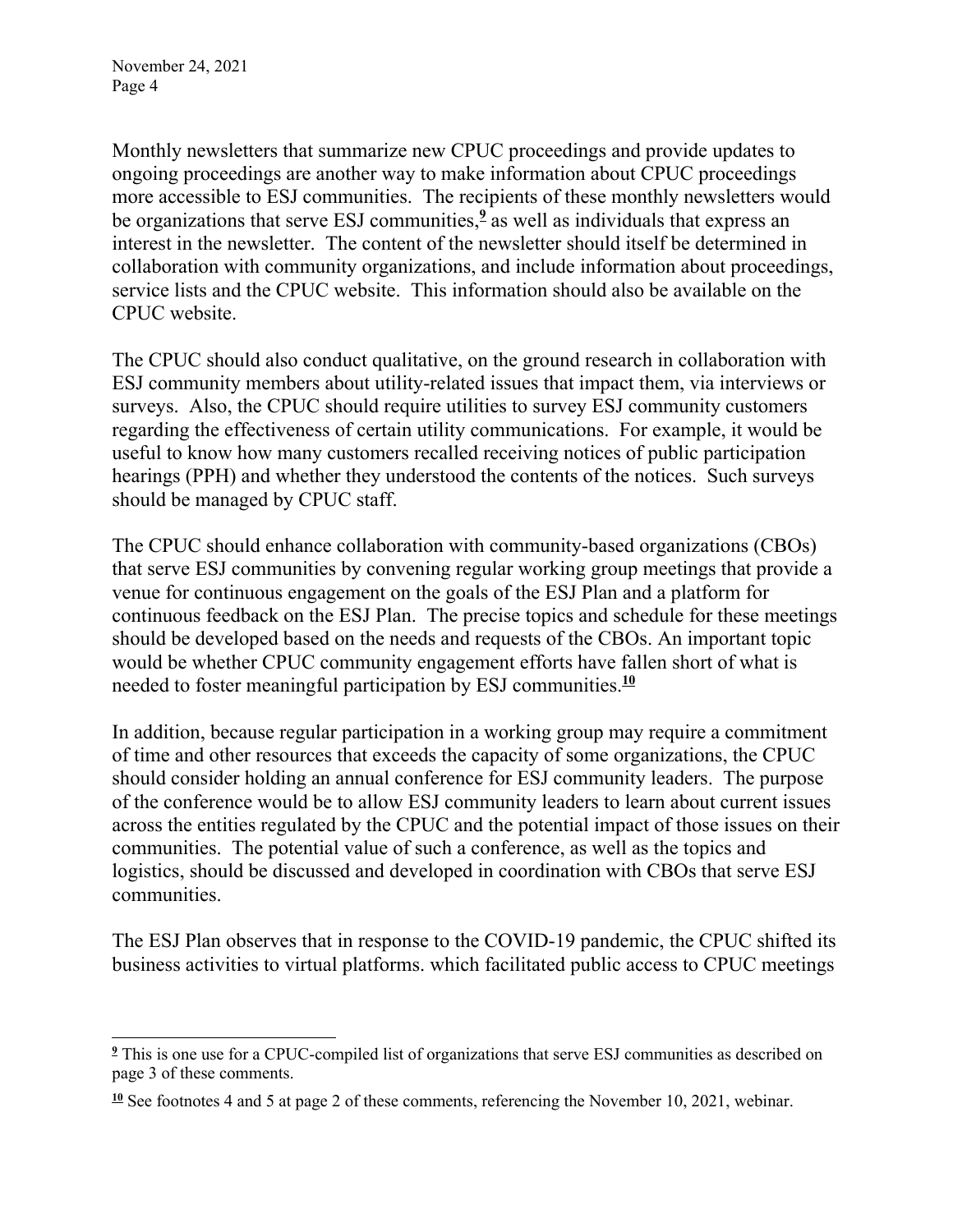Monthly newsletters that summarize new CPUC proceedings and provide updates to ongoing proceedings are another way to make information about CPUC proceedings more accessible to ESJ communities. The recipients of these monthly newsletters would be organizations that serve ESJ communities,[9] as well as individuals that express an interest in the newsletter. The content of the newsletter should itself be determined in collaboration with community organizations, and include information about proceedings, service lists and the CPUC website. This information should also be available on the CPUC website.

The CPUC should also conduct qualitative, on the ground research in collaboration with ESJ community members about utility-related issues that impact them, via interviews or surveys. Also, the CPUC should require utilities to survey ESJ community customers regarding the effectiveness of certain utility communications. For example, it would be useful to know how many customers recalled receiving notices of public participation hearings (PPH) and whether they understood the contents of the notices. Such surveys should be managed by CPUC staff.

The CPUC should enhance collaboration with community-based organizations (CBOs) that serve ESJ communities by convening regular working group meetings that provide a venue for continuous engagement on the goals of the ESJ Plan and a platform for continuous feedback on the ESJ Plan. The precise topics and schedule for these meetings should be developed based on the needs and requests of the CBOs. An important topic would be whether CPUC community engagement efforts have fallen short of what is needed to foster meaningful participation by ESJ communities.[10]

In addition, because regular participation in a working group may require a commitment of time and other resources that exceeds the capacity of some organizations, the CPUC should consider holding an annual conference for ESJ community leaders. The purpose of the conference would be to allow ESJ community leaders to learn about current issues across the entities regulated by the CPUC and the potential impact of those issues on their communities. The potential value of such a conference, as well as the topics and logistics, should be discussed and developed in coordination with CBOs that serve ESJ communities.

The ESJ Plan observes that in response to the COVID-19 pandemic, the CPUC shifted its business activities to virtual platforms. which facilitated public access to CPUC meetings

---

[9] This is one use for a CPUC-compiled list of organizations that serve ESJ communities as described on page 3 of these comments.

[10] See footnotes 4 and 5 at page 2 of these comments, referencing the November 10, 2021, webinar.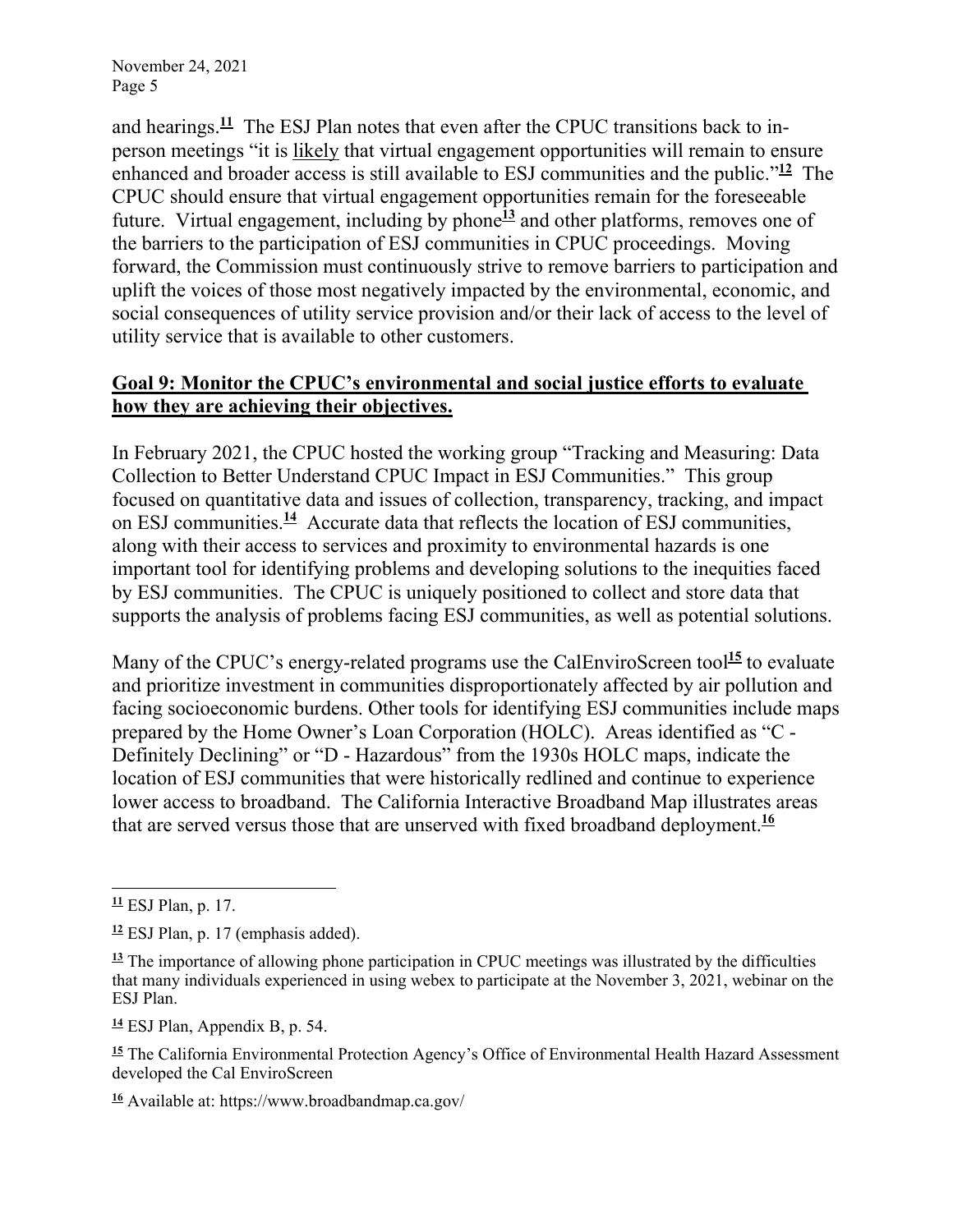and hearings.[11] The ESJ Plan notes that even after the CPUC transitions back to in-person meetings "it is likely that virtual engagement opportunities will remain to ensure enhanced and broader access is still available to ESJ communities and the public."[12] The CPUC should ensure that virtual engagement opportunities remain for the foreseeable future. Virtual engagement, including by phone[13] and other platforms, removes one of the barriers to the participation of ESJ communities in CPUC proceedings. Moving forward, the Commission must continuously strive to remove barriers to participation and uplift the voices of those most negatively impacted by the environmental, economic, and social consequences of utility service provision and/or their lack of access to the level of utility service that is available to other customers.

**Goal 9: Monitor the CPUC's environmental and social justice efforts to evaluate how they are achieving their objectives.**

In February 2021, the CPUC hosted the working group "Tracking and Measuring: Data Collection to Better Understand CPUC Impact in ESJ Communities." This group focused on quantitative data and issues of collection, transparency, tracking, and impact on ESJ communities.[14] Accurate data that reflects the location of ESJ communities, along with their access to services and proximity to environmental hazards is one important tool for identifying problems and developing solutions to the inequities faced by ESJ communities. The CPUC is uniquely positioned to collect and store data that supports the analysis of problems facing ESJ communities, as well as potential solutions.

Many of the CPUC's energy-related programs use the CalEnviroScreen tool[15] to evaluate and prioritize investment in communities disproportionately affected by air pollution and facing socioeconomic burdens. Other tools for identifying ESJ communities include maps prepared by the Home Owner's Loan Corporation (HOLC). Areas identified as "C - Definitely Declining" or "D - Hazardous" from the 1930s HOLC maps, indicate the location of ESJ communities that were historically redlined and continue to experience lower access to broadband. The California Interactive Broadband Map illustrates areas that are served versus those that are unserved with fixed broadband deployment.[16]

---

[11] ESJ Plan, p. 17.

[12] ESJ Plan, p. 17 (emphasis added).

[13] The importance of allowing phone participation in CPUC meetings was illustrated by the difficulties that many individuals experienced in using webex to participate at the November 3, 2021, webinar on the ESJ Plan.

[14] ESJ Plan, Appendix B, p. 54.

[15] The California Environmental Protection Agency's Office of Environmental Health Hazard Assessment developed the Cal EnviroScreen

[16] Available at: https://www.broadbandmap.ca.gov/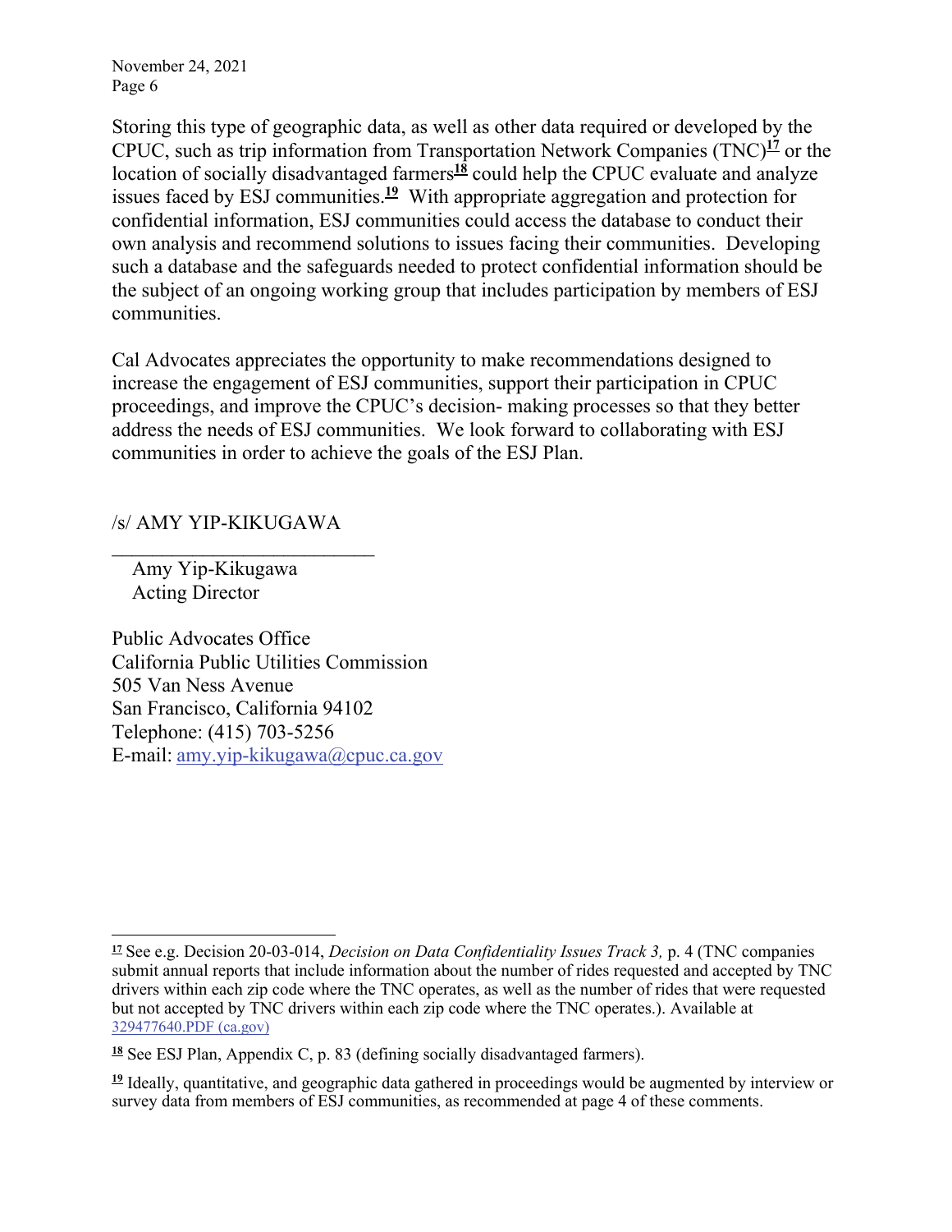Storing this type of geographic data, as well as other data required or developed by the CPUC, such as trip information from Transportation Network Companies (TNC)[17] or the location of socially disadvantaged farmers[18] could help the CPUC evaluate and analyze issues faced by ESJ communities.[19] With appropriate aggregation and protection for confidential information, ESJ communities could access the database to conduct their own analysis and recommend solutions to issues facing their communities. Developing such a database and the safeguards needed to protect confidential information should be the subject of an ongoing working group that includes participation by members of ESJ communities.

Cal Advocates appreciates the opportunity to make recommendations designed to increase the engagement of ESJ communities, support their participation in CPUC proceedings, and improve the CPUC's decision- making processes so that they better address the needs of ESJ communities. We look forward to collaborating with ESJ communities in order to achieve the goals of the ESJ Plan.

/s/ AMY YIP-KIKUGAWA

\_\_\_\_\_\_\_\_\_\_\_\_\_\_\_\_\_\_\_\_\_\_\_\_\_\_

Amy Yip-Kikugawa
Acting Director

Public Advocates Office
California Public Utilities Commission
505 Van Ness Avenue
San Francisco, California 94102
Telephone: (415) 703-5256
E-mail: amy.yip-kikugawa@cpuc.ca.gov

---

[17] See e.g. Decision 20-03-014, *Decision on Data Confidentiality Issues Track 3,* p. 4 (TNC companies submit annual reports that include information about the number of rides requested and accepted by TNC drivers within each zip code where the TNC operates, as well as the number of rides that were requested but not accepted by TNC drivers within each zip code where the TNC operates.). Available at 329477640.PDF (ca.gov)

[18] See ESJ Plan, Appendix C, p. 83 (defining socially disadvantaged farmers).

[19] Ideally, quantitative, and geographic data gathered in proceedings would be augmented by interview or survey data from members of ESJ communities, as recommended at page 4 of these comments.